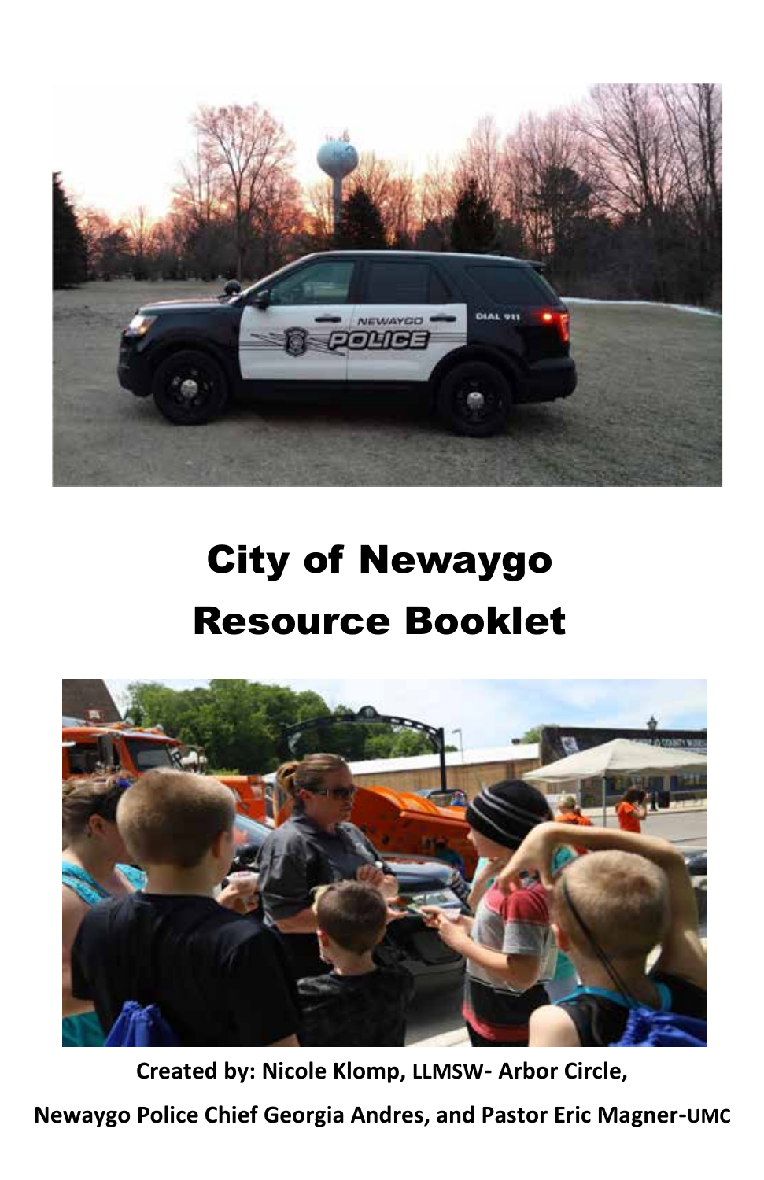# City of Newaygo
# Resource Booklet

**Created by: Nicole Klomp, LLMSW- Arbor Circle,**

**Newaygo Police Chief Georgia Andres, and Pastor Eric Magner-UMC**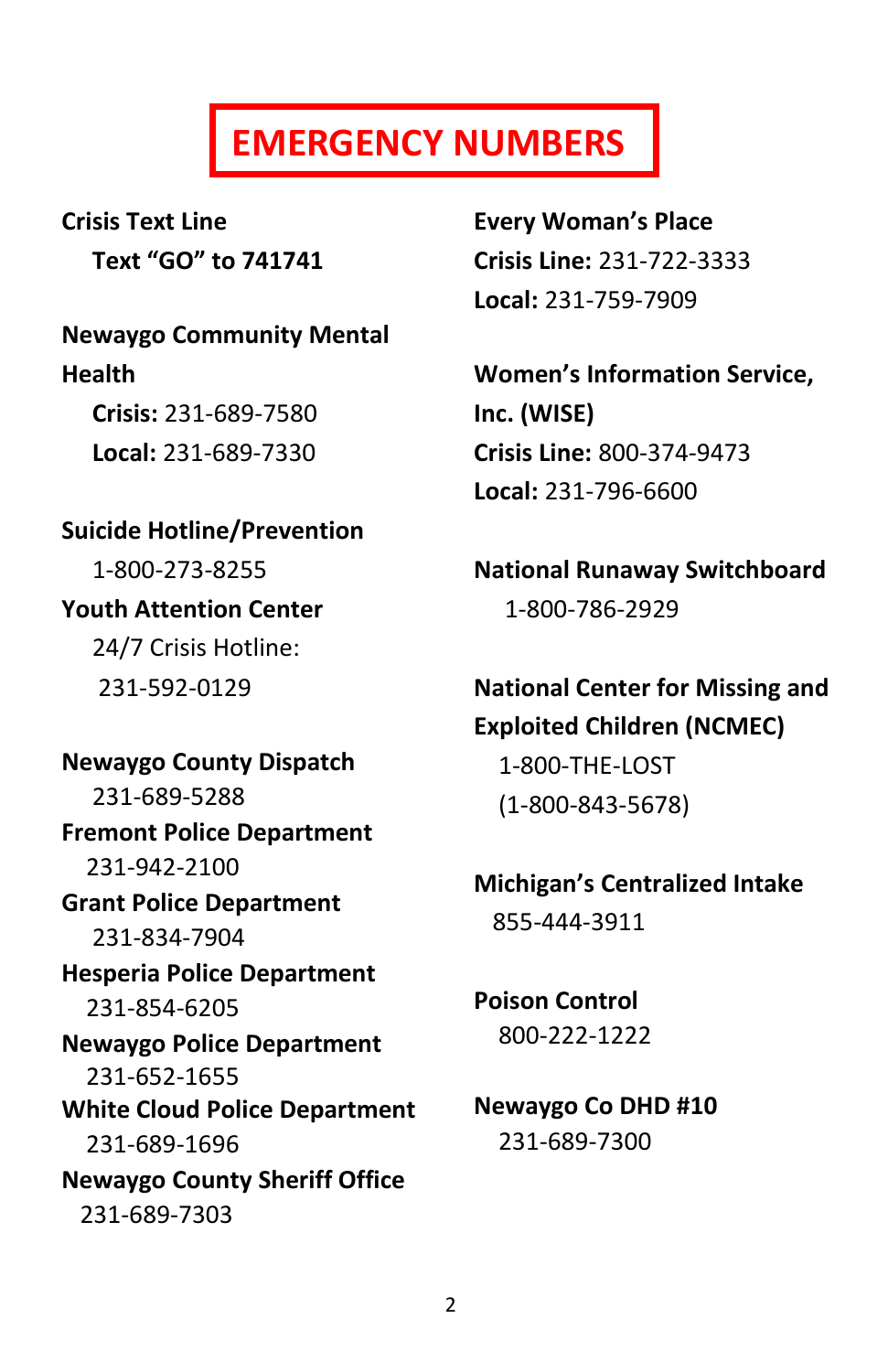# EMERGENCY NUMBERS

**Crisis Text Line**
**Text "GO" to 741741**

**Newaygo Community Mental Health**
**Crisis:** 231-689-7580
**Local:** 231-689-7330

**Suicide Hotline/Prevention**
1-800-273-8255

**Youth Attention Center**
24/7 Crisis Hotline:
231-592-0129

**Newaygo County Dispatch**
231-689-5288

**Fremont Police Department**
231-942-2100

**Grant Police Department**
231-834-7904

**Hesperia Police Department**
231-854-6205

**Newaygo Police Department**
231-652-1655

**White Cloud Police Department**
231-689-1696

**Newaygo County Sheriff Office**
231-689-7303

**Every Woman's Place**
**Crisis Line:** 231-722-3333
**Local:** 231-759-7909

**Women's Information Service, Inc. (WISE)**
**Crisis Line:** 800-374-9473
**Local:** 231-796-6600

**National Runaway Switchboard**
1-800-786-2929

**National Center for Missing and Exploited Children (NCMEC)**
1-800-THE-LOST
(1-800-843-5678)

**Michigan's Centralized Intake**
855-444-3911

**Poison Control**
800-222-1222

**Newaygo Co DHD #10**
231-689-7300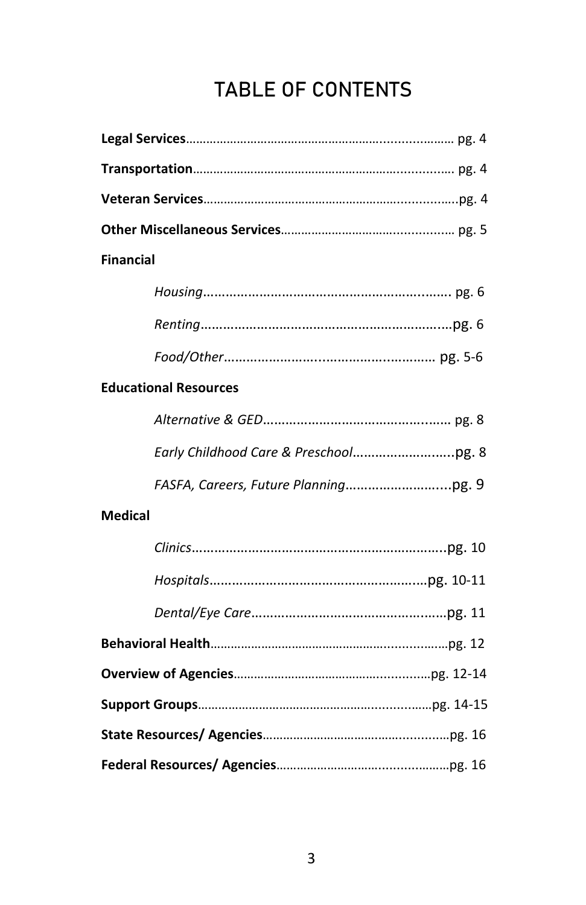# TABLE OF CONTENTS

**Legal Services**……………………………………………………………………… pg. 4

**Transportation**…………………………………………………………………… pg. 4

**Veteran Services**………………………………………………………………….pg. 4

**Other Miscellaneous Services**…………………………………………… pg. 5

**Financial**

- *Housing*……………………………………………………………… pg. 6
- *Renting*………………………………………………………………pg. 6
- *Food/Other*…………………………………………………… pg. 5-6

**Educational Resources**

- *Alternative & GED*………………………………………………… pg. 8
- *Early Childhood Care & Preschool*…………………………pg. 8
- *FASFA, Careers, Future Planning*…………………………pg. 9

**Medical**

- *Clinics*…………………………………………………………………pg. 10
- *Hospitals*……………………………………………………………pg. 10-11
- *Dental/Eye Care*…………………………………………………pg. 11

**Behavioral Health**…………………………………………………………………pg. 12

**Overview of Agencies**…………………………………………………………pg. 12-14

**Support Groups**……………………………………………………………………pg. 14-15

**State Resources/ Agencies**…………………………………………………pg. 16

**Federal Resources/ Agencies**………………………………………………pg. 16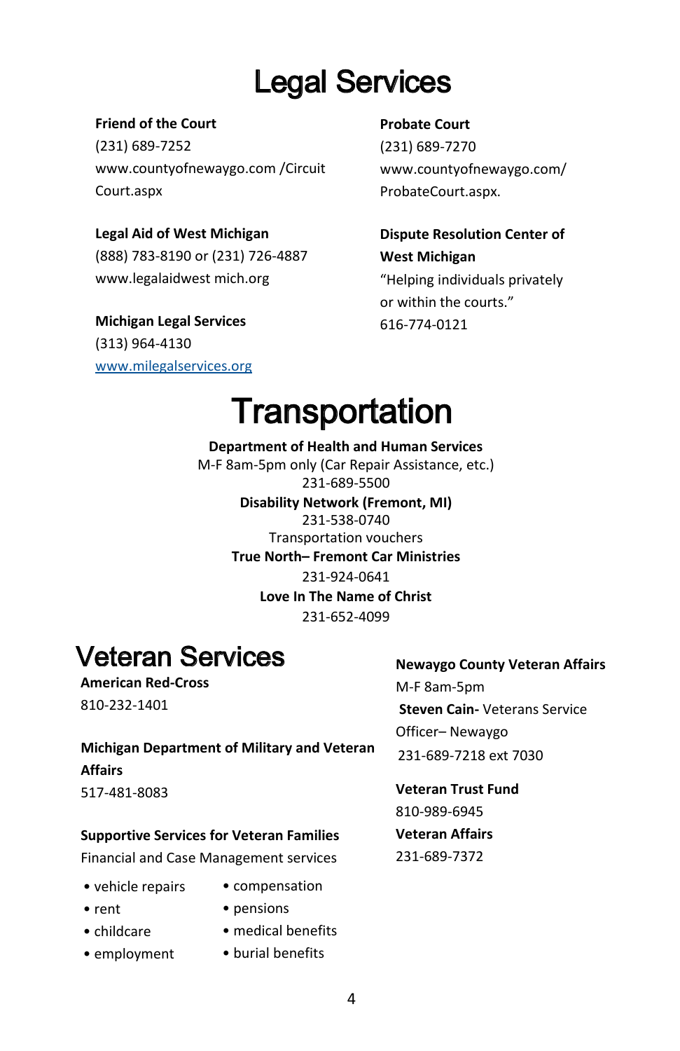# Legal Services

**Friend of the Court**
(231) 689-7252
www.countyofnewaygo.com /Circuit Court.aspx

**Legal Aid of West Michigan**
(888) 783-8190 or (231) 726-4887
www.legalaidwest mich.org

**Michigan Legal Services**
(313) 964-4130
www.milegalservices.org

**Probate Court**
(231) 689-7270
www.countyofnewaygo.com/ ProbateCourt.aspx.

**Dispute Resolution Center of West Michigan**
"Helping individuals privately or within the courts."
616-774-0121

# Transportation

**Department of Health and Human Services**
M-F 8am-5pm only (Car Repair Assistance, etc.)
231-689-5500

**Disability Network (Fremont, MI)**
231-538-0740
Transportation vouchers

**True North– Fremont Car Ministries**
231-924-0641

**Love In The Name of Christ**
231-652-4099

# Veteran Services

**American Red-Cross**
810-232-1401

**Michigan Department of Military and Veteran Affairs**
517-481-8083

**Supportive Services for Veteran Families**
Financial and Case Management services

- vehicle repairs
- rent
- childcare
- employment
- compensation
- pensions
- medical benefits
- burial benefits

**Newaygo County Veteran Affairs**
M-F 8am-5pm
**Steven Cain-** Veterans Service Officer– Newaygo
231-689-7218 ext 7030

**Veteran Trust Fund**
810-989-6945

**Veteran Affairs**
231-689-7372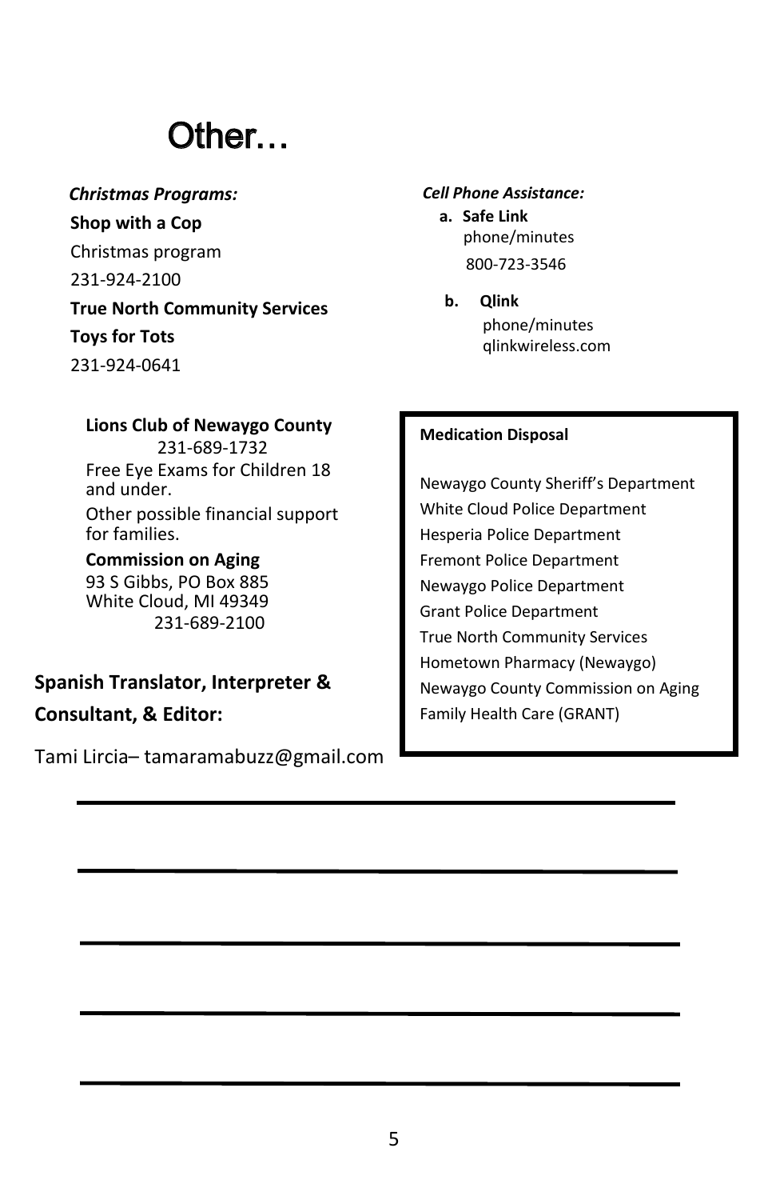# Other…

***Christmas Programs:***

**Shop with a Cop**

Christmas program

231-924-2100

**True North Community Services**

**Toys for Tots**

231-924-0641

**Lions Club of Newaygo County**

231-689-1732

Free Eye Exams for Children 18 and under.

Other possible financial support for families.

**Commission on Aging**

93 S Gibbs, PO Box 885

White Cloud, MI 49349

231-689-2100

**Spanish Translator, Interpreter & Consultant, & Editor:**

Tami Lircia– tamaramabuzz@gmail.com

***Cell Phone Assistance:***

a. **Safe Link**
   phone/minutes
   800-723-3546

b. **Qlink**
   phone/minutes
   qlinkwireless.com

**Medication Disposal**

Newaygo County Sheriff's Department
White Cloud Police Department
Hesperia Police Department
Fremont Police Department
Newaygo Police Department
Grant Police Department
True North Community Services
Hometown Pharmacy (Newaygo)
Newaygo County Commission on Aging
Family Health Care (GRANT)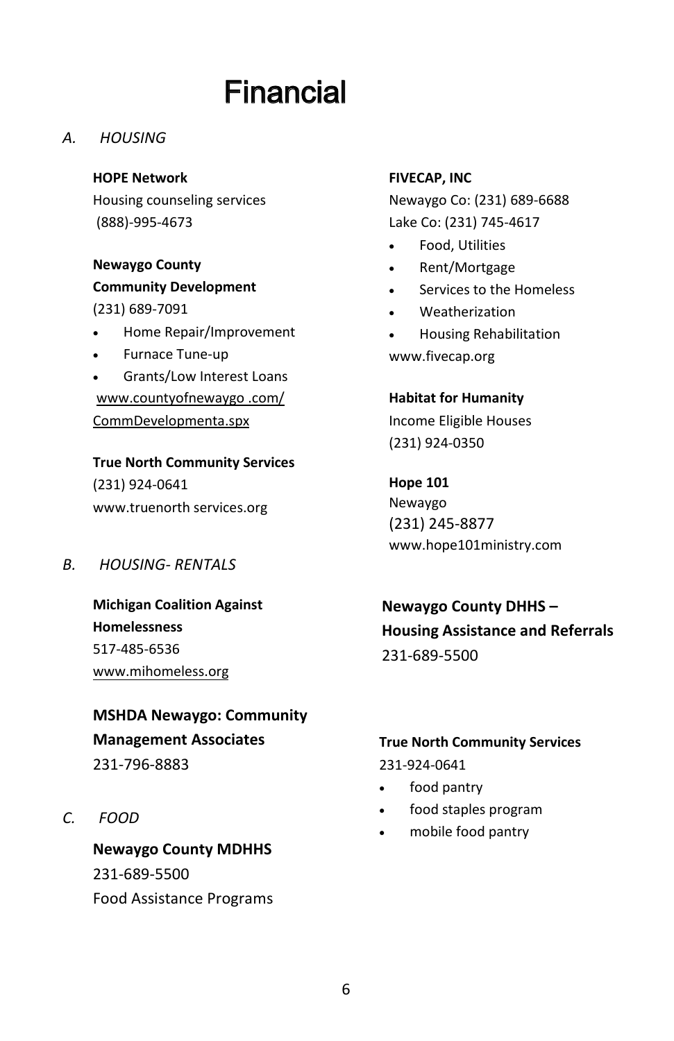# Financial

*A. HOUSING*

**HOPE Network**
Housing counseling services
(888)-995-4673

**Newaygo County Community Development**
(231) 689-7091

- Home Repair/Improvement
- Furnace Tune-up
- Grants/Low Interest Loans

www.countyofnewaygo .com/ CommDevelopmenta.spx

**True North Community Services**
(231) 924-0641
www.truenorth services.org

**FIVECAP, INC**
Newaygo Co: (231) 689-6688
Lake Co: (231) 745-4617

- Food, Utilities
- Rent/Mortgage
- Services to the Homeless
- Weatherization
- Housing Rehabilitation

www.fivecap.org

**Habitat for Humanity**
Income Eligible Houses
(231) 924-0350

**Hope 101**
Newaygo
(231) 245-8877
www.hope101ministry.com

*B. HOUSING- RENTALS*

**Michigan Coalition Against Homelessness**
517-485-6536
www.mihomeless.org

**MSHDA Newaygo: Community Management Associates**
231-796-8883

**Newaygo County DHHS – Housing Assistance and Referrals**
231-689-5500

*C. FOOD*

**Newaygo County MDHHS**
231-689-5500
Food Assistance Programs

**True North Community Services**
231-924-0641

- food pantry
- food staples program
- mobile food pantry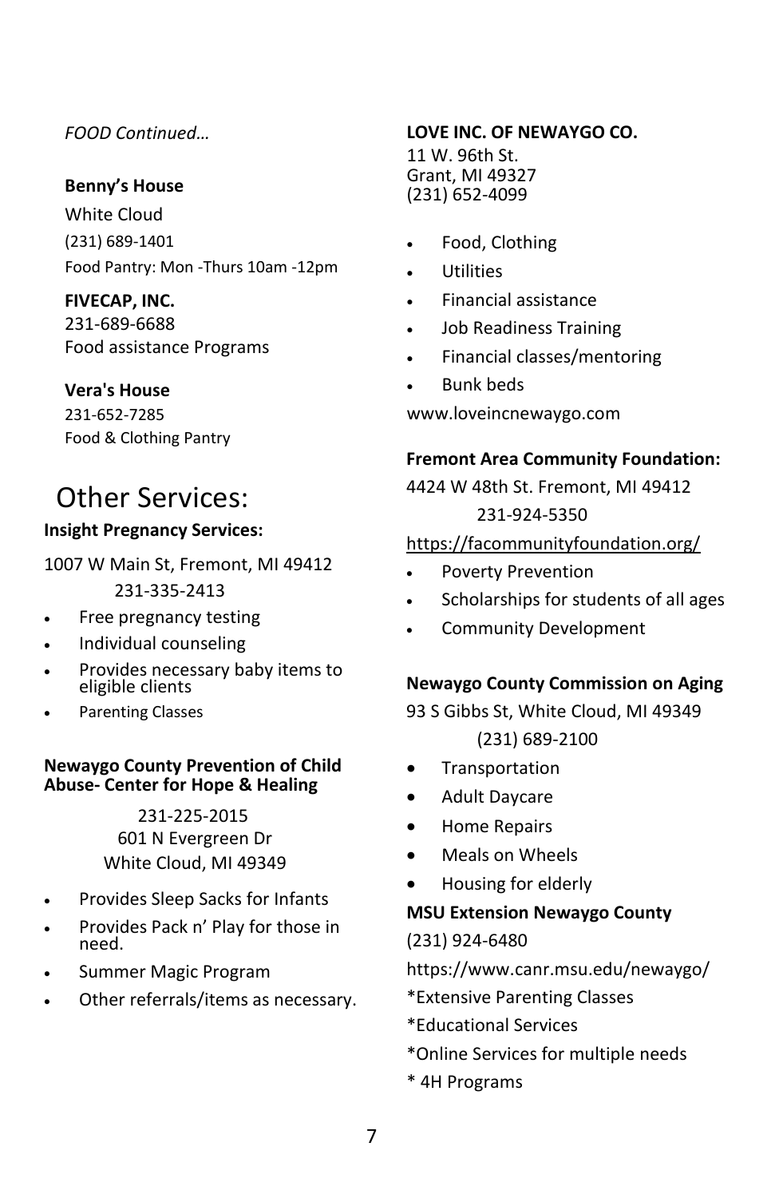*FOOD Continued…*

**Benny's House**

White Cloud

(231) 689-1401

Food Pantry: Mon -Thurs 10am -12pm

**FIVECAP, INC.**

231-689-6688

Food assistance Programs

**Vera's House**

231-652-7285

Food & Clothing Pantry

## Other Services:

**Insight Pregnancy Services:**

1007 W Main St, Fremont, MI 49412

231-335-2413

- Free pregnancy testing
- Individual counseling
- Provides necessary baby items to eligible clients
- Parenting Classes

**Newaygo County Prevention of Child Abuse- Center for Hope & Healing**

231-225-2015

601 N Evergreen Dr

White Cloud, MI 49349

- Provides Sleep Sacks for Infants
- Provides Pack n' Play for those in need.
- Summer Magic Program
- Other referrals/items as necessary.

**LOVE INC. OF NEWAYGO CO.**

11 W. 96th St.

Grant, MI 49327

(231) 652-4099

- Food, Clothing
- Utilities
- Financial assistance
- Job Readiness Training
- Financial classes/mentoring
- Bunk beds

www.loveincnewaygo.com

**Fremont Area Community Foundation:**

4424 W 48th St. Fremont, MI 49412

231-924-5350

https://facommunityfoundation.org/

- Poverty Prevention
- Scholarships for students of all ages
- Community Development

**Newaygo County Commission on Aging**

93 S Gibbs St, White Cloud, MI 49349

(231) 689-2100

- Transportation
- Adult Daycare
- Home Repairs
- Meals on Wheels
- Housing for elderly

**MSU Extension Newaygo County**

(231) 924-6480

https://www.canr.msu.edu/newaygo/

*Extensive Parenting Classes

*Educational Services

*Online Services for multiple needs

* 4H Programs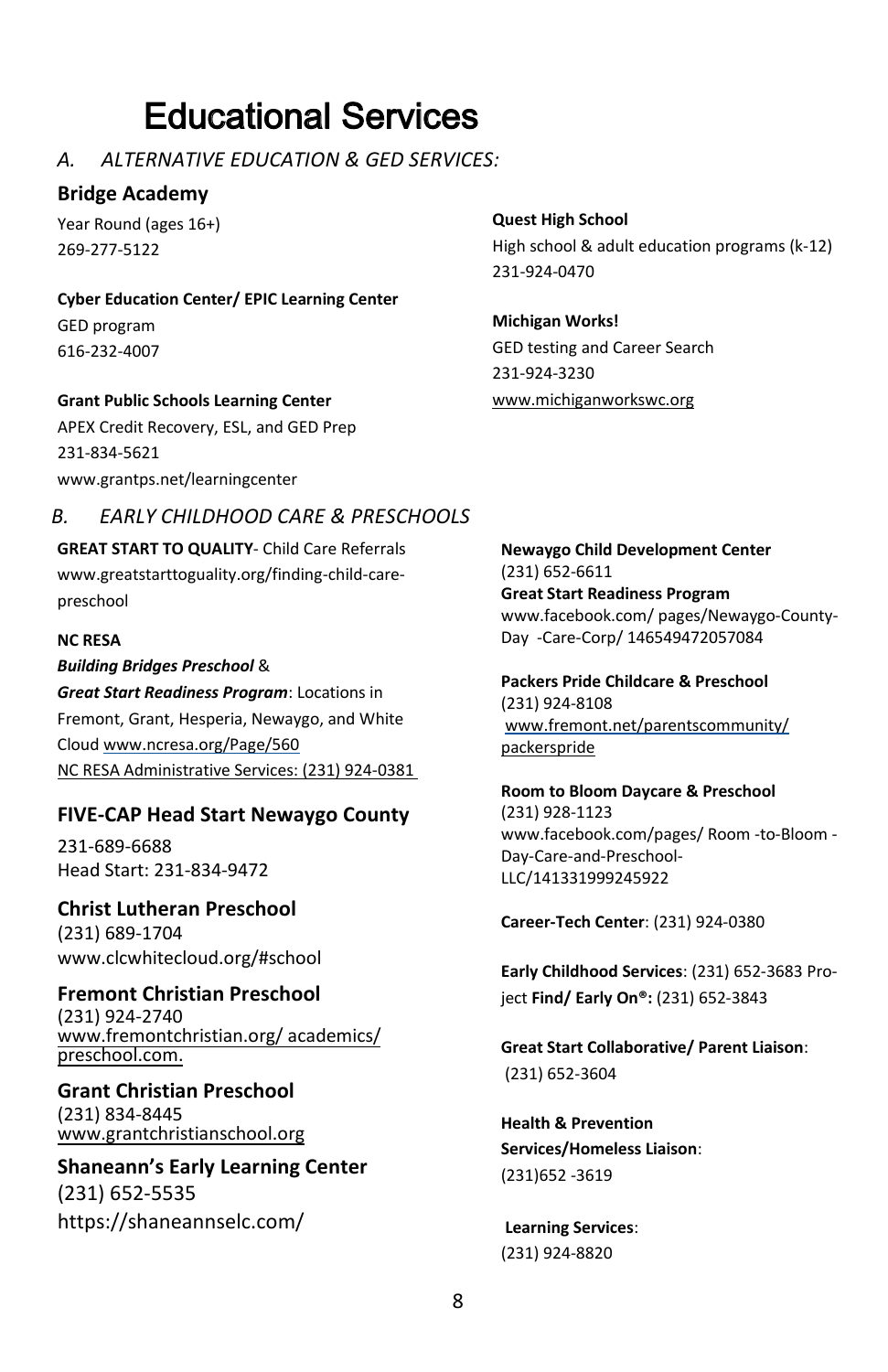# Educational Services

## A. ALTERNATIVE EDUCATION & GED SERVICES:

### Bridge Academy

Year Round (ages 16+)
269-277-5122

**Cyber Education Center/ EPIC Learning Center**
GED program
616-232-4007

**Grant Public Schools Learning Center**
APEX Credit Recovery, ESL, and GED Prep
231-834-5621
www.grantps.net/learningcenter

**Quest High School**
High school & adult education programs (k-12)
231-924-0470

**Michigan Works!**
GED testing and Career Search
231-924-3230
www.michiganworkswc.org

## B. EARLY CHILDHOOD CARE & PRESCHOOLS

**GREAT START TO QUALITY**- Child Care Referrals
www.greatstarttoguality.org/finding-child-care-preschool

**NC RESA**
***Building Bridges Preschool*** &
***Great Start Readiness Program***: Locations in Fremont, Grant, Hesperia, Newaygo, and White Cloud www.ncresa.org/Page/560
NC RESA Administrative Services: (231) 924-0381

### FIVE-CAP Head Start Newaygo County

231-689-6688
Head Start: 231-834-9472

### Christ Lutheran Preschool

(231) 689-1704
www.clcwhitecloud.org/#school

### Fremont Christian Preschool

(231) 924-2740
www.fremontchristian.org/ academics/ preschool.com.

### Grant Christian Preschool

(231) 834-8445
www.grantchristianschool.org

### Shaneann's Early Learning Center

(231) 652-5535
https://shaneannselc.com/

**Newaygo Child Development Center**
(231) 652-6611
**Great Start Readiness Program**
www.facebook.com/ pages/Newaygo-County-Day -Care-Corp/ 146549472057084

**Packers Pride Childcare & Preschool**
(231) 924-8108
www.fremont.net/parentscommunity/ packerspride

**Room to Bloom Daycare & Preschool**
(231) 928-1123
www.facebook.com/pages/ Room -to-Bloom -Day-Care-and-Preschool-LLC/141331999245922

**Career-Tech Center**: (231) 924-0380

**Early Childhood Services**: (231) 652-3683 Project **Find/ Early On®:** (231) 652-3843

**Great Start Collaborative/ Parent Liaison**: (231) 652-3604

**Health & Prevention Services/Homeless Liaison**: (231)652 -3619

**Learning Services**: (231) 924-8820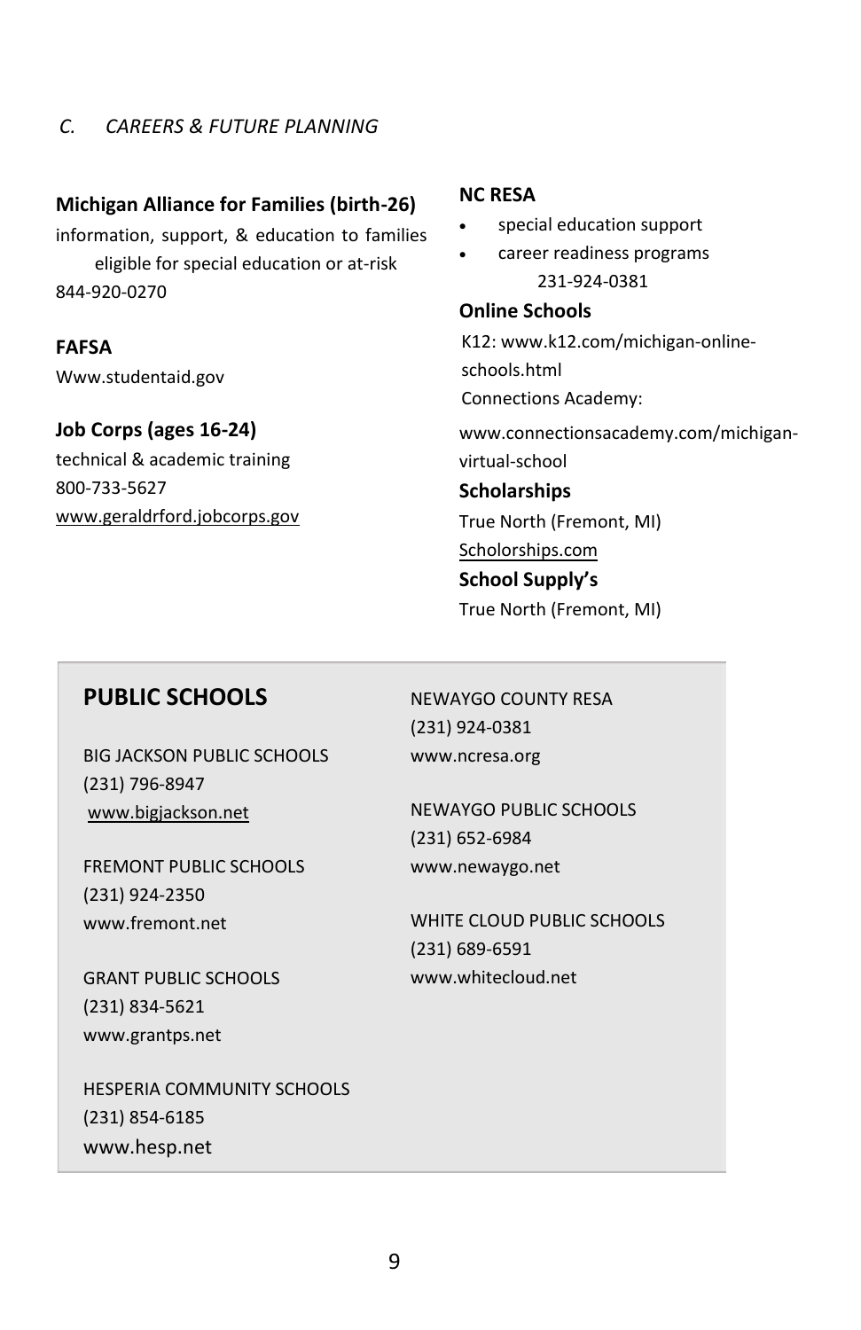*C. CAREERS & FUTURE PLANNING*

**Michigan Alliance for Families (birth-26)**
information, support, & education to families eligible for special education or at-risk
844-920-0270

**FAFSA**
Www.studentaid.gov

**Job Corps (ages 16-24)**
technical & academic training
800-733-5627
www.geraldrford.jobcorps.gov

**NC RESA**

- special education support
- career readiness programs

231-924-0381

**Online Schools**
K12: www.k12.com/michigan-online-schools.html
Connections Academy:
www.connectionsacademy.com/michigan-virtual-school

**Scholarships**
True North (Fremont, MI)
Scholorships.com

**School Supply's**
True North (Fremont, MI)

## PUBLIC SCHOOLS

BIG JACKSON PUBLIC SCHOOLS
(231) 796-8947
www.bigjackson.net

FREMONT PUBLIC SCHOOLS
(231) 924-2350
www.fremont.net

GRANT PUBLIC SCHOOLS
(231) 834-5621
www.grantps.net

HESPERIA COMMUNITY SCHOOLS
(231) 854-6185
www.hesp.net

NEWAYGO COUNTY RESA
(231) 924-0381
www.ncresa.org

NEWAYGO PUBLIC SCHOOLS
(231) 652-6984
www.newaygo.net

WHITE CLOUD PUBLIC SCHOOLS
(231) 689-6591
www.whitecloud.net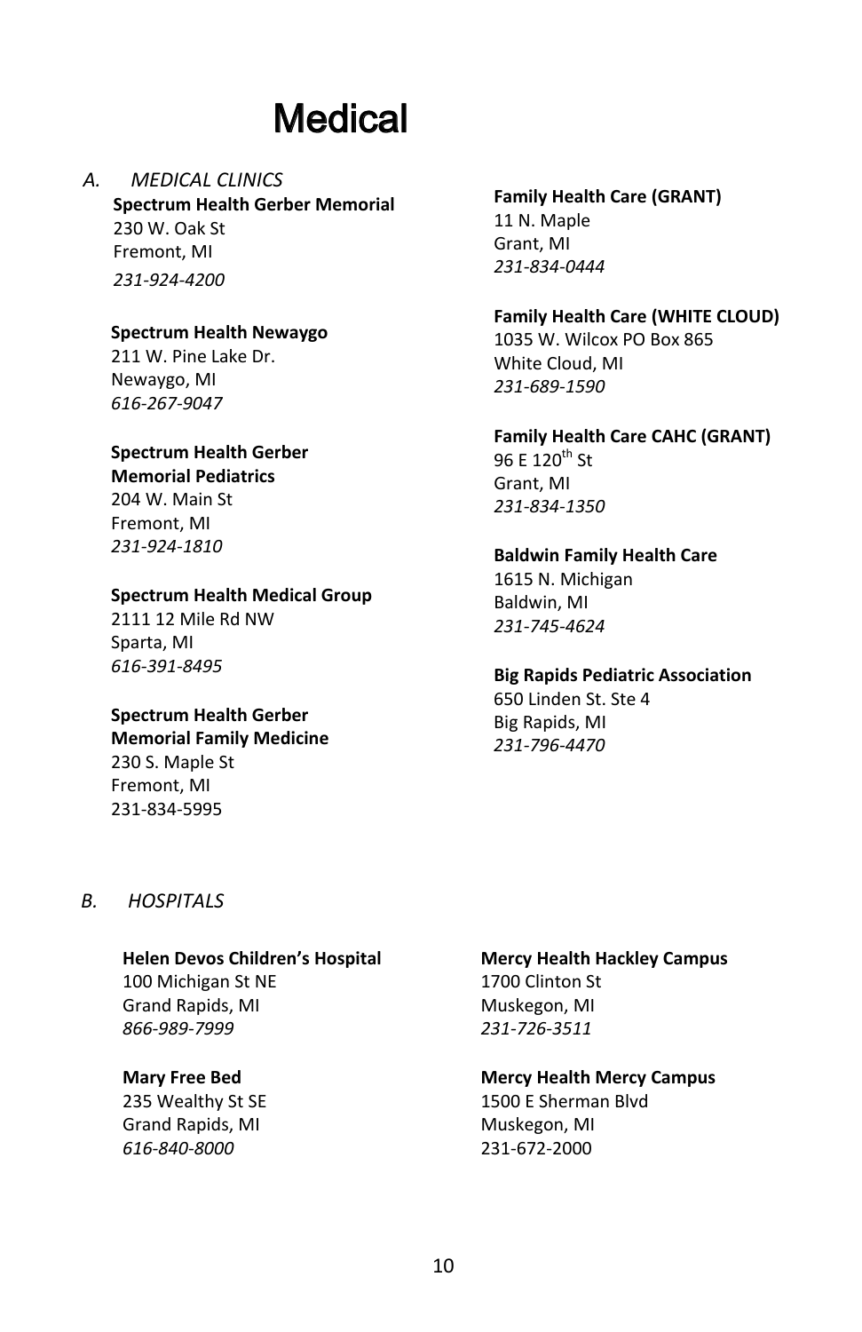# Medical

## A. *MEDICAL CLINICS*

**Spectrum Health Gerber Memorial**
230 W. Oak St
Fremont, MI
*231-924-4200*

**Spectrum Health Newaygo**
211 W. Pine Lake Dr.
Newaygo, MI
*616-267-9047*

**Spectrum Health Gerber Memorial Pediatrics**
204 W. Main St
Fremont, MI
*231-924-1810*

**Spectrum Health Medical Group**
2111 12 Mile Rd NW
Sparta, MI
*616-391-8495*

**Spectrum Health Gerber Memorial Family Medicine**
230 S. Maple St
Fremont, MI
231-834-5995

**Family Health Care (GRANT)**
11 N. Maple
Grant, MI
*231-834-0444*

**Family Health Care (WHITE CLOUD)**
1035 W. Wilcox PO Box 865
White Cloud, MI
*231-689-1590*

**Family Health Care CAHC (GRANT)**
96 E 120th St
Grant, MI
*231-834-1350*

**Baldwin Family Health Care**
1615 N. Michigan
Baldwin, MI
*231-745-4624*

**Big Rapids Pediatric Association**
650 Linden St. Ste 4
Big Rapids, MI
*231-796-4470*

## B. *HOSPITALS*

**Helen Devos Children's Hospital**
100 Michigan St NE
Grand Rapids, MI
*866-989-7999*

**Mary Free Bed**
235 Wealthy St SE
Grand Rapids, MI
*616-840-8000*

**Mercy Health Hackley Campus**
1700 Clinton St
Muskegon, MI
*231-726-3511*

**Mercy Health Mercy Campus**
1500 E Sherman Blvd
Muskegon, MI
231-672-2000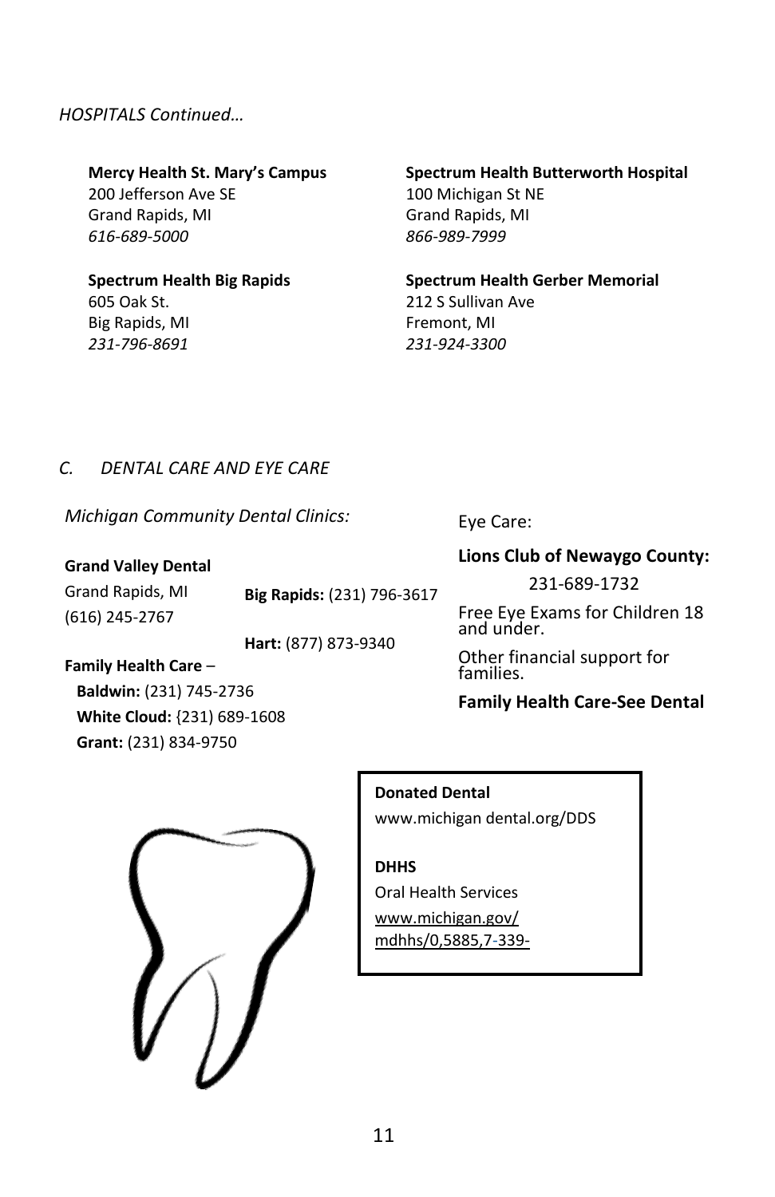*HOSPITALS Continued…*

**Mercy Health St. Mary's Campus**
200 Jefferson Ave SE
Grand Rapids, MI
*616-689-5000*

**Spectrum Health Butterworth Hospital**
100 Michigan St NE
Grand Rapids, MI
*866-989-7999*

**Spectrum Health Big Rapids**
605 Oak St.
Big Rapids, MI
*231-796-8691*

**Spectrum Health Gerber Memorial**
212 S Sullivan Ave
Fremont, MI
*231-924-3300*

## *C. DENTAL CARE AND EYE CARE*

*Michigan Community Dental Clinics:*

**Grand Valley Dental**
Grand Rapids, MI
(616) 245-2767

**Big Rapids:** (231) 796-3617

**Hart:** (877) 873-9340

**Family Health Care** –
**Baldwin:** (231) 745-2736
**White Cloud:** {231) 689-1608
**Grant:** (231) 834-9750

Eye Care:

**Lions Club of Newaygo County:**
231-689-1732

Free Eye Exams for Children 18 and under.

Other financial support for families.

**Family Health Care-See Dental**

**Donated Dental**
www.michigan dental.org/DDS

**DHHS**
Oral Health Services
www.michigan.gov/mdhhs/0,5885,7-339-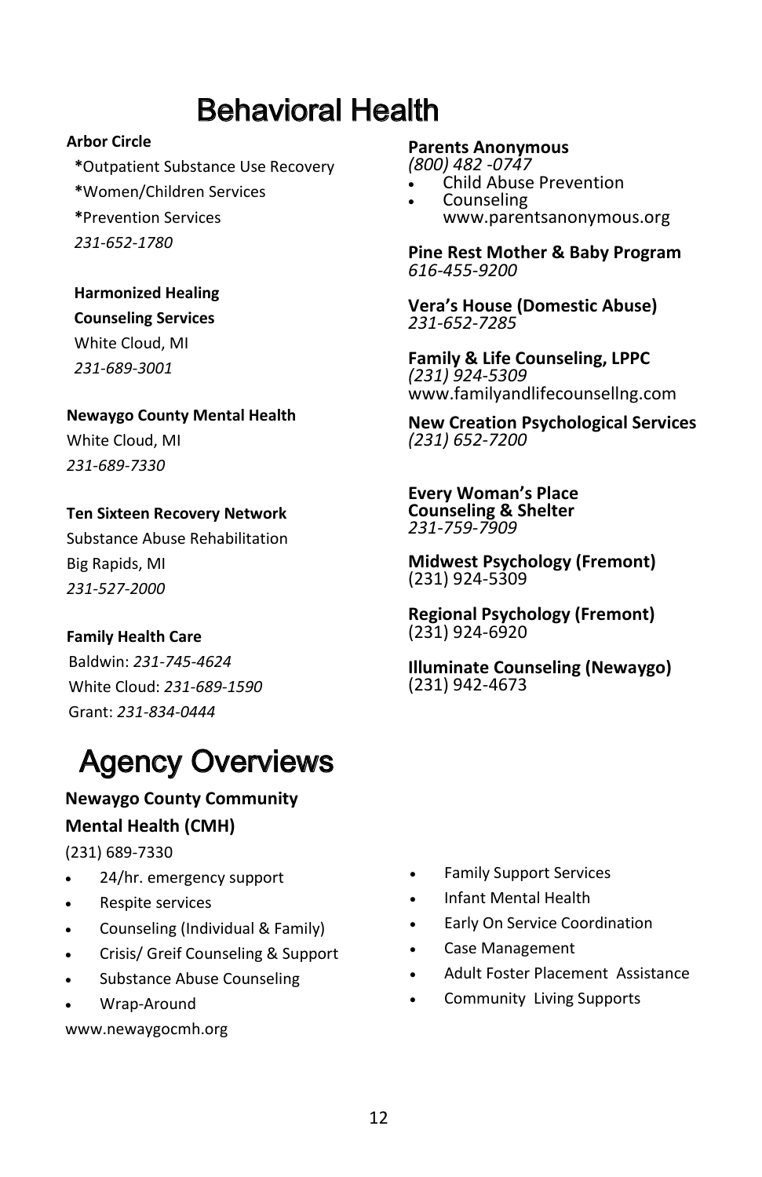# Behavioral Health

**Arbor Circle**

**\***Outpatient Substance Use Recovery

**\***Women/Children Services

**\***Prevention Services

*231-652-1780*

**Harmonized Healing Counseling Services**

White Cloud, MI

*231-689-3001*

**Newaygo County Mental Health**

White Cloud, MI

*231-689-7330*

**Ten Sixteen Recovery Network**

Substance Abuse Rehabilitation

Big Rapids, MI

*231-527-2000*

**Family Health Care**

Baldwin: *231-745-4624*

White Cloud: *231-689-1590*

Grant: *231-834-0444*

**Parents Anonymous**

*(800) 482 -0747*

- Child Abuse Prevention
- Counseling

www.parentsanonymous.org

**Pine Rest Mother & Baby Program**

*616-455-9200*

**Vera's House (Domestic Abuse)**

*231-652-7285*

**Family & Life Counseling, LPPC**

*(231) 924-5309*

www.familyandlifecounsellng.com

**New Creation Psychological Services**

*(231) 652-7200*

**Every Woman's Place Counseling & Shelter**

*231-759-7909*

**Midwest Psychology (Fremont)**

(231) 924-5309

**Regional Psychology (Fremont)**

(231) 924-6920

**Illuminate Counseling (Newaygo)**

(231) 942-4673

# Agency Overviews

**Newaygo County Community Mental Health (CMH)**

(231) 689-7330

- 24/hr. emergency support
- Respite services
- Counseling (Individual & Family)
- Crisis/ Greif Counseling & Support
- Substance Abuse Counseling
- Wrap-Around
- Family Support Services
- Infant Mental Health
- Early On Service Coordination
- Case Management
- Adult Foster Placement Assistance
- Community Living Supports

www.newaygocmh.org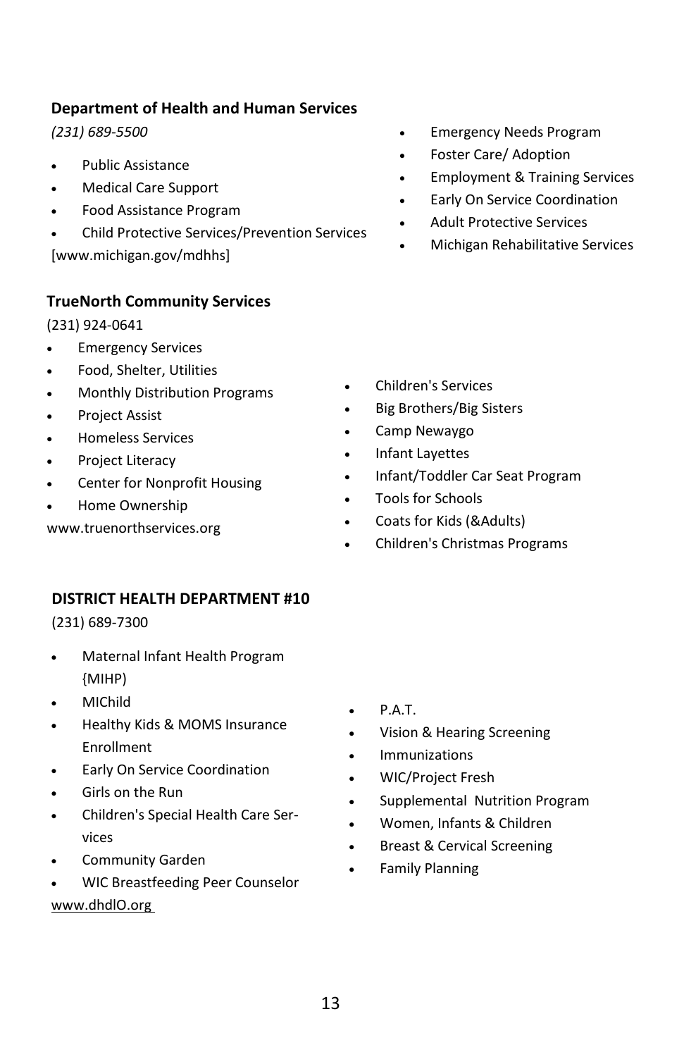## Department of Health and Human Services

*(231) 689-5500*

- Public Assistance
- Medical Care Support
- Food Assistance Program
- Child Protective Services/Prevention Services

[www.michigan.gov/mdhhs]

- Emergency Needs Program
- Foster Care/ Adoption
- Employment & Training Services
- Early On Service Coordination
- Adult Protective Services
- Michigan Rehabilitative Services

## TrueNorth Community Services

(231) 924-0641

- Emergency Services
- Food, Shelter, Utilities
- Monthly Distribution Programs
- Project Assist
- Homeless Services
- Project Literacy
- Center for Nonprofit Housing
- Home Ownership

www.truenorthservices.org

- Children's Services
- Big Brothers/Big Sisters
- Camp Newaygo
- Infant Layettes
- Infant/Toddler Car Seat Program
- Tools for Schools
- Coats for Kids (&Adults)
- Children's Christmas Programs

## DISTRICT HEALTH DEPARTMENT #10

(231) 689-7300

- Maternal Infant Health Program {MIHP)
- MIChild
- Healthy Kids & MOMS Insurance Enrollment
- Early On Service Coordination
- Girls on the Run
- Children's Special Health Care Services
- Community Garden
- WIC Breastfeeding Peer Counselor

www.dhdlO.org

- P.A.T.
- Vision & Hearing Screening
- Immunizations
- WIC/Project Fresh
- Supplemental Nutrition Program
- Women, Infants & Children
- Breast & Cervical Screening
- Family Planning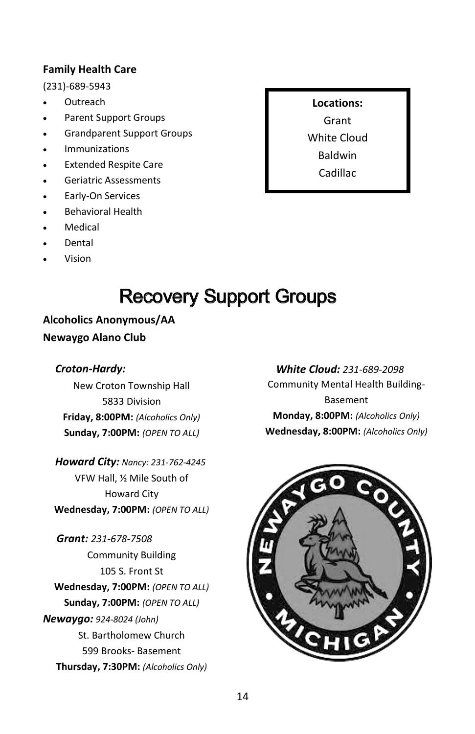**Family Health Care**

(231)-689-5943

- Outreach
- Parent Support Groups
- Grandparent Support Groups
- Immunizations
- Extended Respite Care
- Geriatric Assessments
- Early-On Services
- Behavioral Health
- Medical
- Dental
- Vision

**Locations:**
Grant
White Cloud
Baldwin
Cadillac

# Recovery Support Groups

**Alcoholics Anonymous/AA**
**Newaygo Alano Club**

***Croton-Hardy:***
New Croton Township Hall
5833 Division
**Friday, 8:00PM:** *(Alcoholics Only)*
**Sunday, 7:00PM:** *(OPEN TO ALL)*

***Howard City:*** *Nancy: 231-762-4245*
VFW Hall, ½ Mile South of Howard City
**Wednesday, 7:00PM:** *(OPEN TO ALL)*

***Grant:*** *231-678-7508*
Community Building
105 S. Front St
**Wednesday, 7:00PM:** *(OPEN TO ALL)*
**Sunday, 7:00PM:** *(OPEN TO ALL)*

***Newaygo:*** *924-8024 (John)*
St. Bartholomew Church
599 Brooks- Basement
**Thursday, 7:30PM:** *(Alcoholics Only)*

***White Cloud:*** *231-689-2098*
Community Mental Health Building- Basement
**Monday, 8:00PM:** *(Alcoholics Only)*
**Wednesday, 8:00PM:** *(Alcoholics Only)*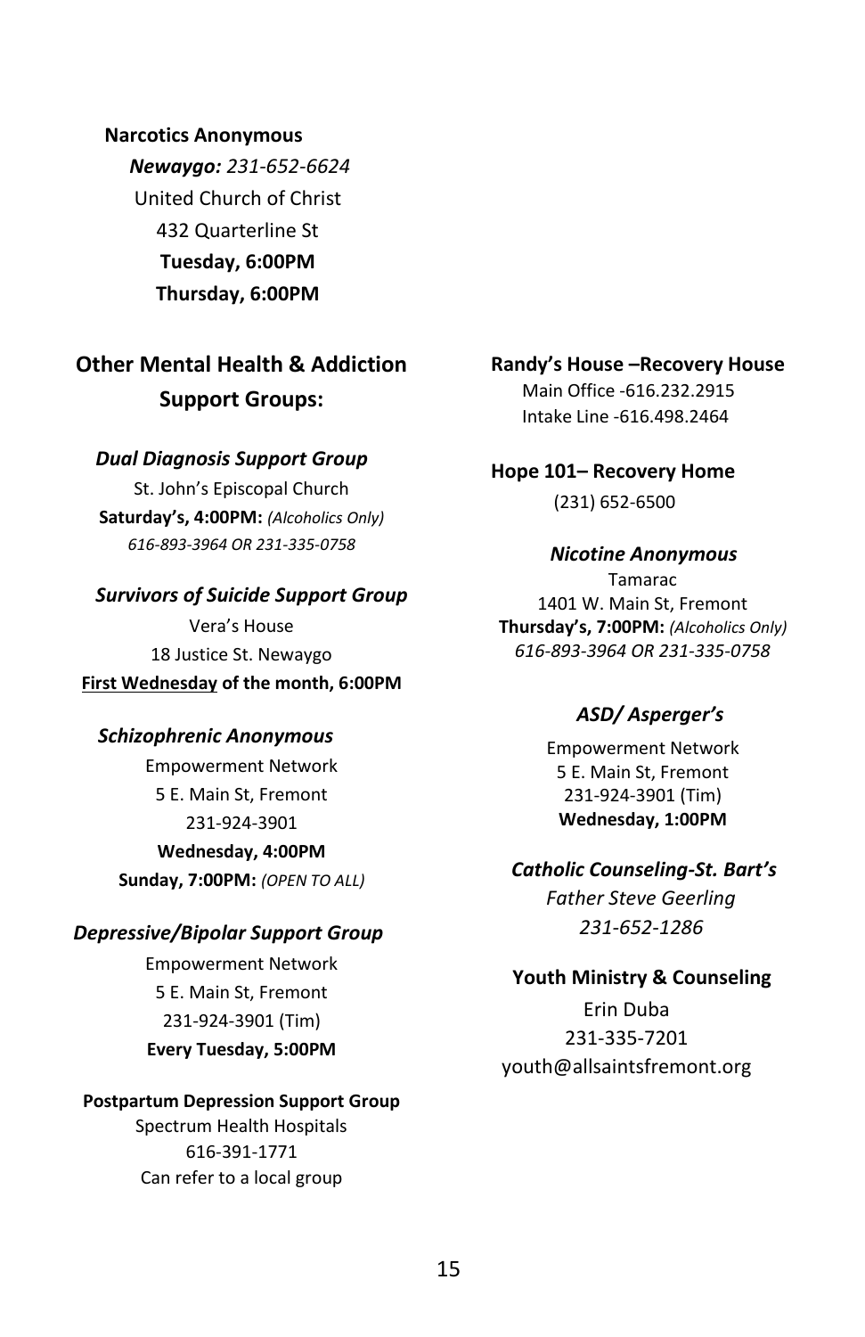**Narcotics Anonymous**

***Newaygo:*** *231-652-6624*

United Church of Christ

432 Quarterline St

**Tuesday, 6:00PM**

**Thursday, 6:00PM**

## Other Mental Health & Addiction Support Groups:

***Dual Diagnosis Support Group***

St. John's Episcopal Church

**Saturday's, 4:00PM:** *(Alcoholics Only)*

*616-893-3964 OR 231-335-0758*

***Survivors of Suicide Support Group***

Vera's House

18 Justice St. Newaygo

**First Wednesday of the month, 6:00PM**

***Schizophrenic Anonymous***

Empowerment Network

5 E. Main St, Fremont

231-924-3901

**Wednesday, 4:00PM**

**Sunday, 7:00PM:** *(OPEN TO ALL)*

***Depressive/Bipolar Support Group***

Empowerment Network

5 E. Main St, Fremont

231-924-3901 (Tim)

**Every Tuesday, 5:00PM**

**Postpartum Depression Support Group**

Spectrum Health Hospitals

616-391-1771

Can refer to a local group

**Randy's House –Recovery House**

Main Office -616.232.2915

Intake Line -616.498.2464

**Hope 101– Recovery Home**

(231) 652-6500

***Nicotine Anonymous***

Tamarac

1401 W. Main St, Fremont

**Thursday's, 7:00PM:** *(Alcoholics Only)*

*616-893-3964 OR 231-335-0758*

***ASD/ Asperger's***

Empowerment Network

5 E. Main St, Fremont

231-924-3901 (Tim)

**Wednesday, 1:00PM**

***Catholic Counseling-St. Bart's***

*Father Steve Geerling*

*231-652-1286*

**Youth Ministry & Counseling**

Erin Duba

231-335-7201

youth@allsaintsfremont.org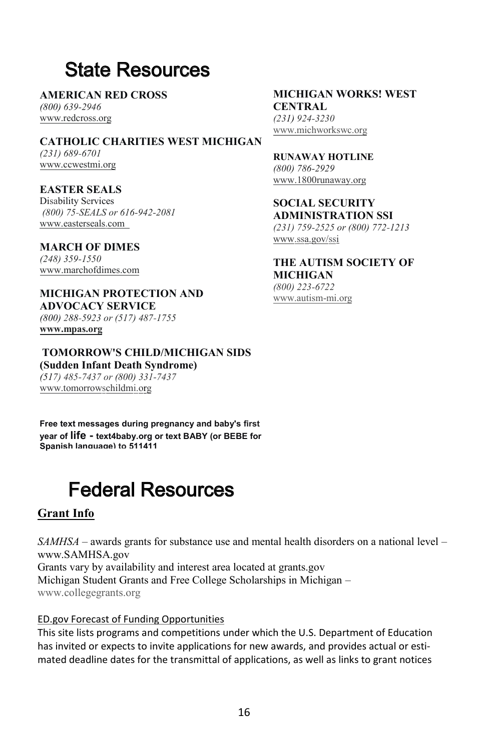# State Resources

**AMERICAN RED CROSS**
*(800) 639-2946*
www.redcross.org

**CATHOLIC CHARITIES WEST MICHIGAN**
*(231) 689-6701*
www.ccwestmi.org

**EASTER SEALS**
Disability Services
*(800) 75-SEALS or 616-942-2081*
www.easterseals.com

**MARCH OF DIMES**
*(248) 359-1550*
www.marchofdimes.com

**MICHIGAN PROTECTION AND ADVOCACY SERVICE**
*(800) 288-5923 or (517) 487-1755*
**www.mpas.org**

**TOMORROW'S CHILD/MICHIGAN SIDS (Sudden Infant Death Syndrome)**
*(517) 485-7437 or (800) 331-7437*
www.tomorrowschildmi.org

**Free text messages during pregnancy and baby's first year of life - text4baby.org or text BABY (or BEBE for Spanish language) to 511411**

**MICHIGAN WORKS! WEST CENTRAL**
*(231) 924-3230*
www.michworkswc.org

**RUNAWAY HOTLINE**
*(800) 786-2929*
www.1800runaway.org

**SOCIAL SECURITY ADMINISTRATION SSI**
*(231) 759-2525 or (800) 772-1213*
www.ssa.gov/ssi

**THE AUTISM SOCIETY OF MICHIGAN**
*(800) 223-6722*
www.autism-mi.org

# Federal Resources

## Grant Info

*SAMHSA* – awards grants for substance use and mental health disorders on a national level – www.SAMHSA.gov
Grants vary by availability and interest area located at grants.gov
Michigan Student Grants and Free College Scholarships in Michigan – www.collegegrants.org

ED.gov Forecast of Funding Opportunities
This site lists programs and competitions under which the U.S. Department of Education has invited or expects to invite applications for new awards, and provides actual or estimated deadline dates for the transmittal of applications, as well as links to grant notices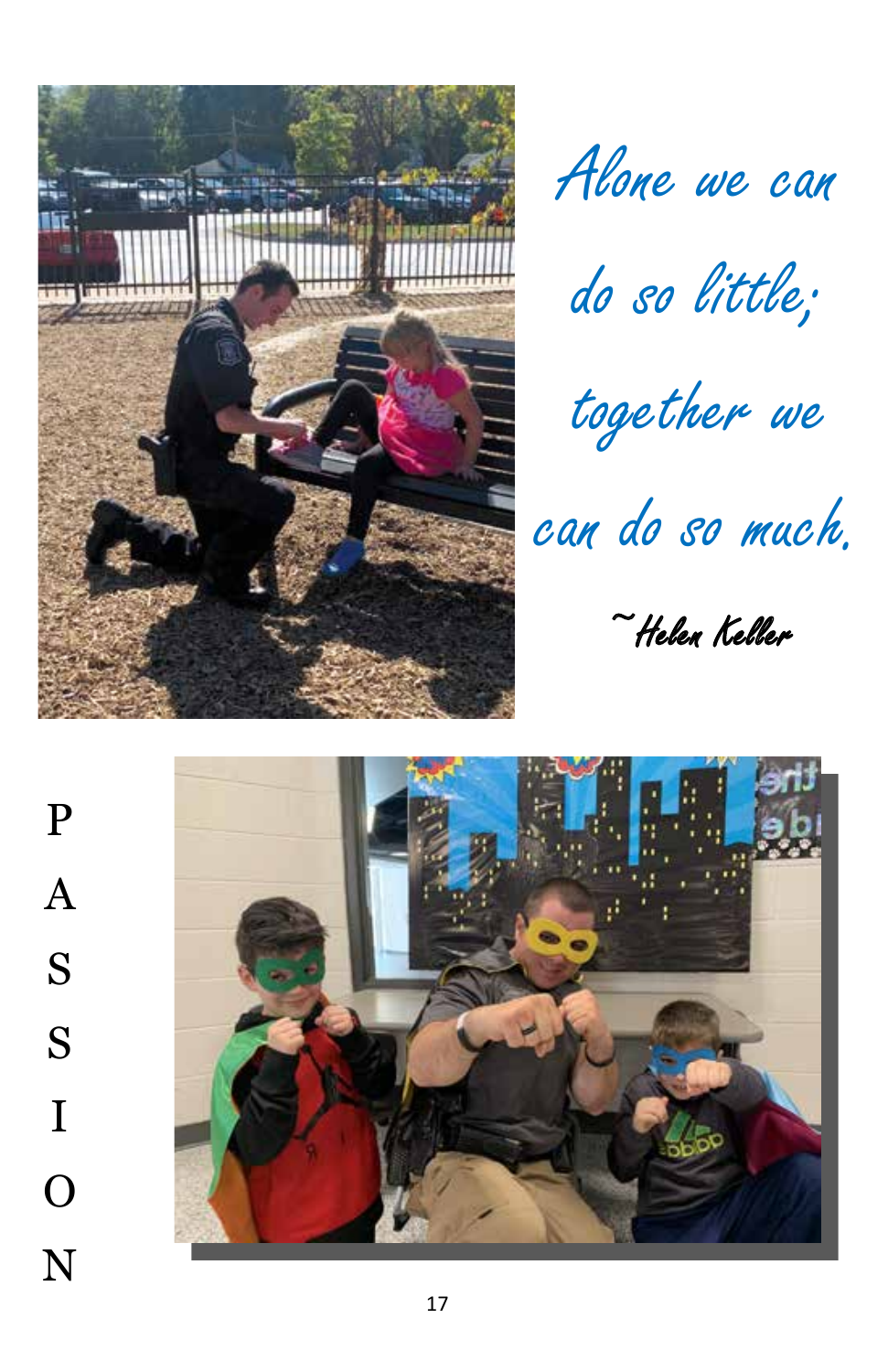*Alone we can do so little; together we can do so much.*

*~Helen Keller*

P
A
S
S
I
O
N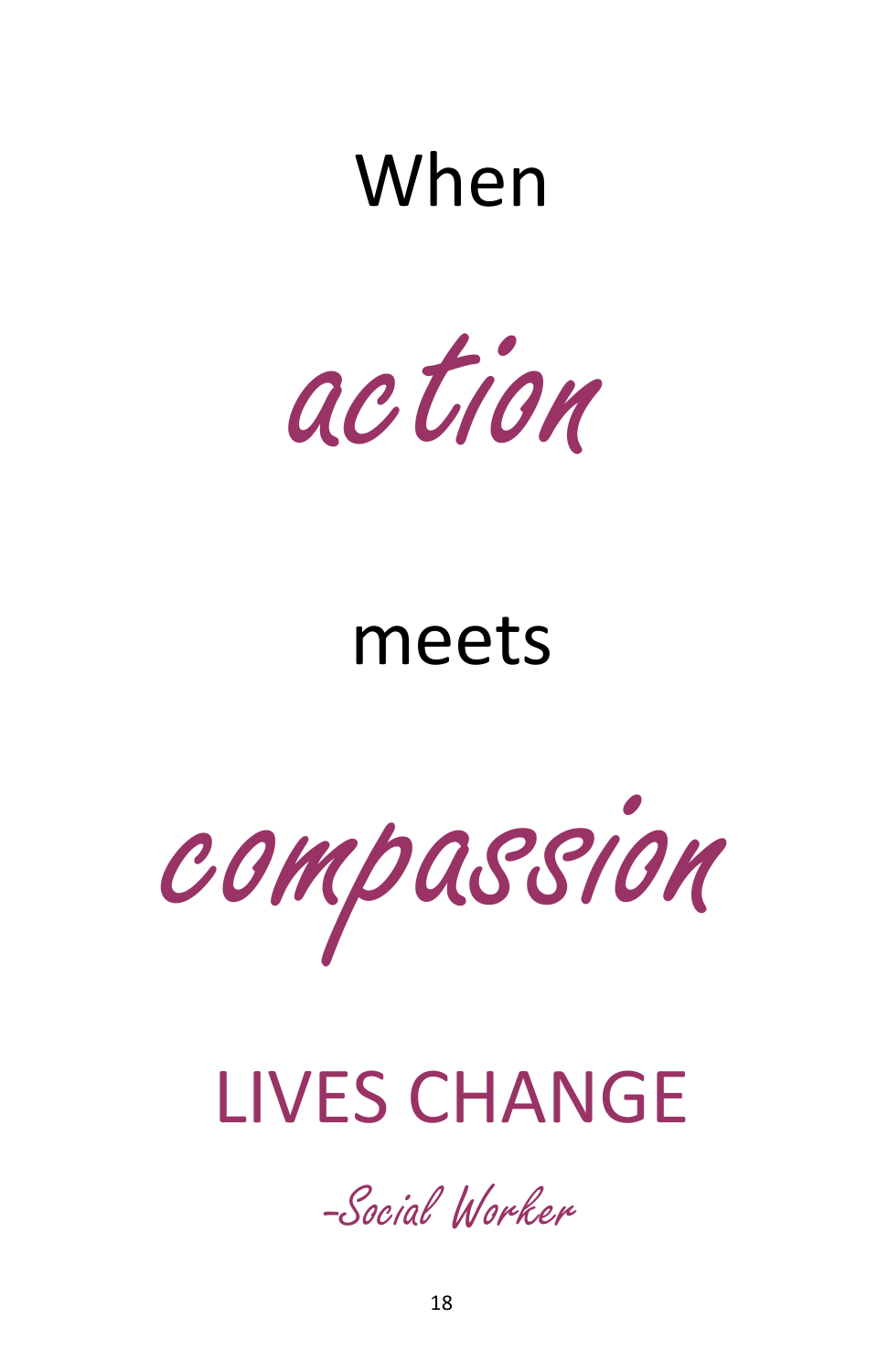When

*action*

meets

*compassion*

LIVES CHANGE

*-Social Worker*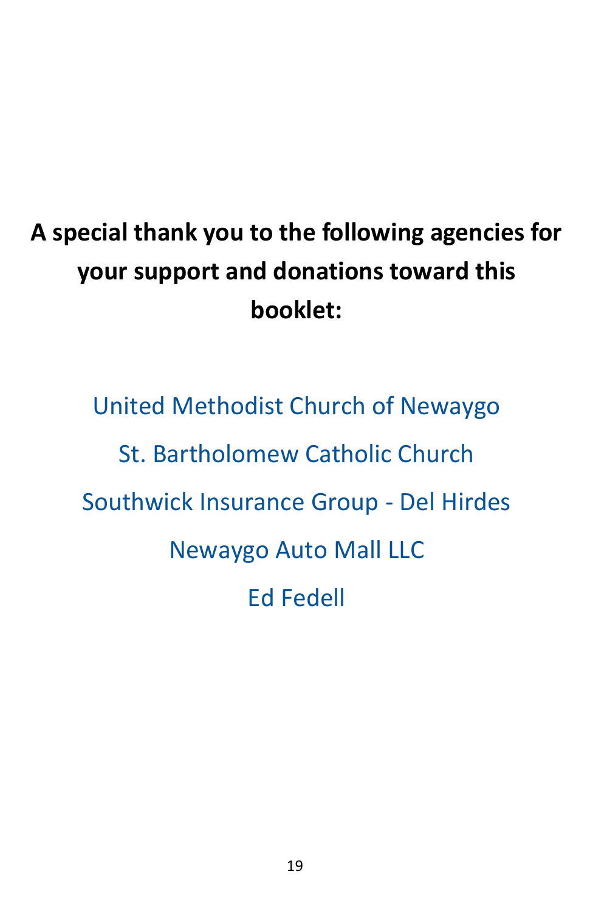**A special thank you to the following agencies for your support and donations toward this booklet:**

United Methodist Church of Newaygo

St. Bartholomew Catholic Church

Southwick Insurance Group - Del Hirdes

Newaygo Auto Mall LLC

Ed Fedell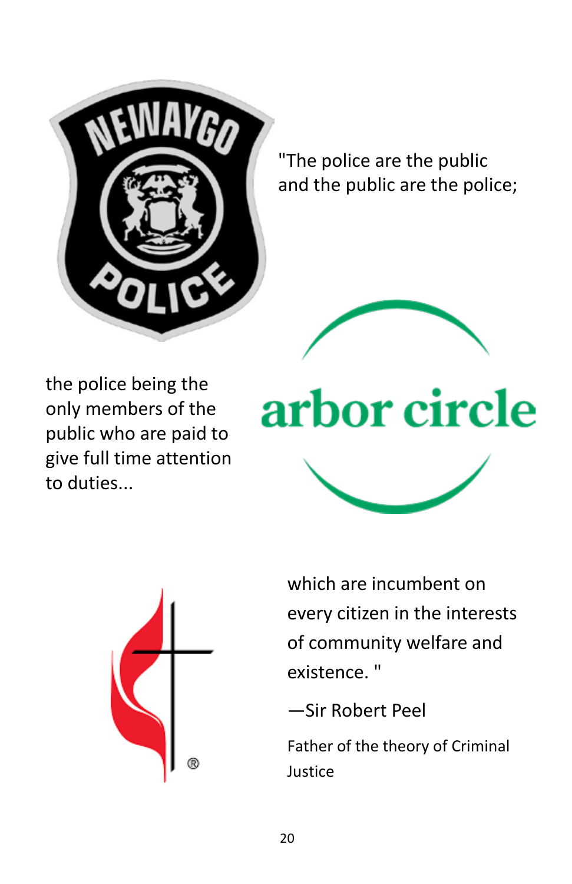"The police are the public and the public are the police; the police being the only members of the public who are paid to give full time attention to duties... which are incumbent on every citizen in the interests of community welfare and existence. "

—Sir Robert Peel

Father of the theory of Criminal Justice